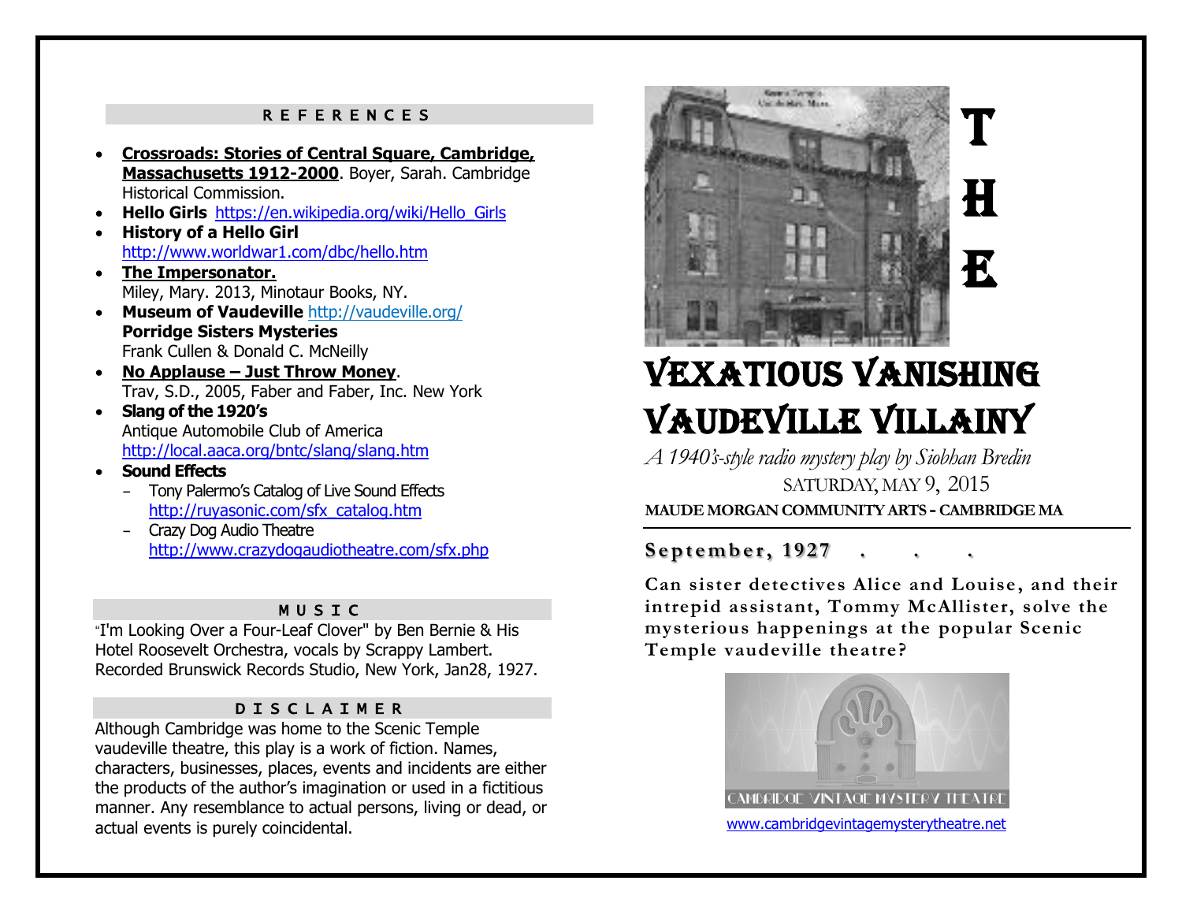## REFERENCES

- **Crossroads: Stories of Central Square, Cambridge, Massachusetts 1912-2000**. Boyer, Sarah. Cambridge Historical Commission.
- **Hello Girls** https://en.wikipedia.org/wiki/Hello_Girls
- **History of a Hello Girl** http://www.worldwar1.com/dbc/hello.htm
- **The Impersonator.** Miley, Mary. 2013, Minotaur Books, NY.
- **Museum of Vaudeville** http://vaudeville.org/
  **Porridge Sisters Mysteries**
  Frank Cullen & Donald C. McNeilly
- **No Applause – Just Throw Money**. Trav, S.D., 2005, Faber and Faber, Inc. New York
- **Slang of the 1920's**
  Antique Automobile Club of America
  http://local.aaca.org/bntc/slang/slang.htm
- **Sound Effects**
  - Tony Palermo's Catalog of Live Sound Effects http://ruyasonic.com/sfx_catalog.htm
  - Crazy Dog Audio Theatre http://www.crazydogaudiotheatre.com/sfx.php

## MUSIC

"I'm Looking Over a Four-Leaf Clover" by Ben Bernie & His Hotel Roosevelt Orchestra, vocals by Scrappy Lambert. Recorded Brunswick Records Studio, New York, Jan28, 1927.

## DISCLAIMER

Although Cambridge was home to the Scenic Temple vaudeville theatre, this play is a work of fiction. Names, characters, businesses, places, events and incidents are either the products of the author's imagination or used in a fictitious manner. Any resemblance to actual persons, living or dead, or actual events is purely coincidental.

# THE VEXATIOUS VANISHING VAUDEVILLE VILLAINY

*A 1940's-style radio mystery play by Siobhan Bredin*

SATURDAY, MAY 9, 2015

**MAUDE MORGAN COMMUNITY ARTS - CAMBRIDGE MA**

**September, 1927 . . .**

**Can sister detectives Alice and Louise, and their intrepid assistant, Tommy McAllister, solve the mysterious happenings at the popular Scenic Temple vaudeville theatre?**

CAMBRIDGE VINTAGE MYSTERY THEATRE

www.cambridgevintagemysterytheatre.net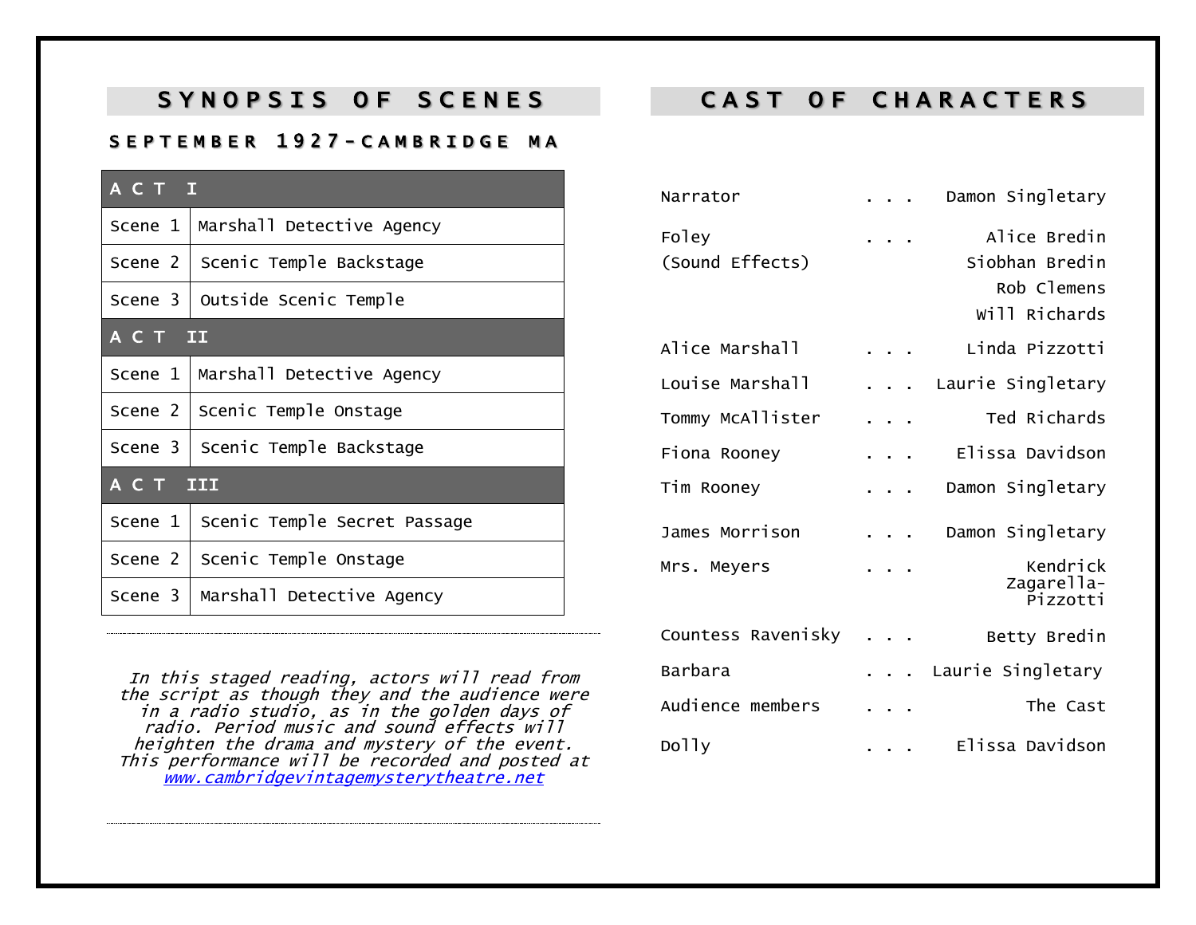## SYNOPSIS OF SCENES

### SEPTEMBER 1927–CAMBRIDGE MA

| ACT I | |
|---|---|
| Scene 1 | Marshall Detective Agency |
| Scene 2 | Scenic Temple Backstage |
| Scene 3 | Outside Scenic Temple |
| **ACT II** | |
| Scene 1 | Marshall Detective Agency |
| Scene 2 | Scenic Temple Onstage |
| Scene 3 | Scenic Temple Backstage |
| **ACT III** | |
| Scene 1 | Scenic Temple Secret Passage |
| Scene 2 | Scenic Temple Onstage |
| Scene 3 | Marshall Detective Agency |

*In this staged reading, actors will read from the script as though they and the audience were in a radio studio, as in the golden days of radio. Period music and sound effects will heighten the drama and mystery of the event. This performance will be recorded and posted at [www.cambridgevintagemysterytheatre.net](http://www.cambridgevintagemysterytheatre.net)*

## CAST OF CHARACTERS

| | | |
|---|---|---|
| Narrator | . . . | Damon Singletary |
| Foley (Sound Effects) | . . . | Alice Bredin<br>Siobhan Bredin<br>Rob Clemens<br>Will Richards |
| Alice Marshall | . . . | Linda Pizzotti |
| Louise Marshall | . . . | Laurie Singletary |
| Tommy McAllister | . . . | Ted Richards |
| Fiona Rooney | . . . | Elissa Davidson |
| Tim Rooney | . . . | Damon Singletary |
| James Morrison | . . . | Damon Singletary |
| Mrs. Meyers | . . . | Kendrick Zagarella-Pizzotti |
| Countess Ravenisky | . . . | Betty Bredin |
| Barbara | . . . | Laurie Singletary |
| Audience members | . . . | The Cast |
| Dolly | . . . | Elissa Davidson |